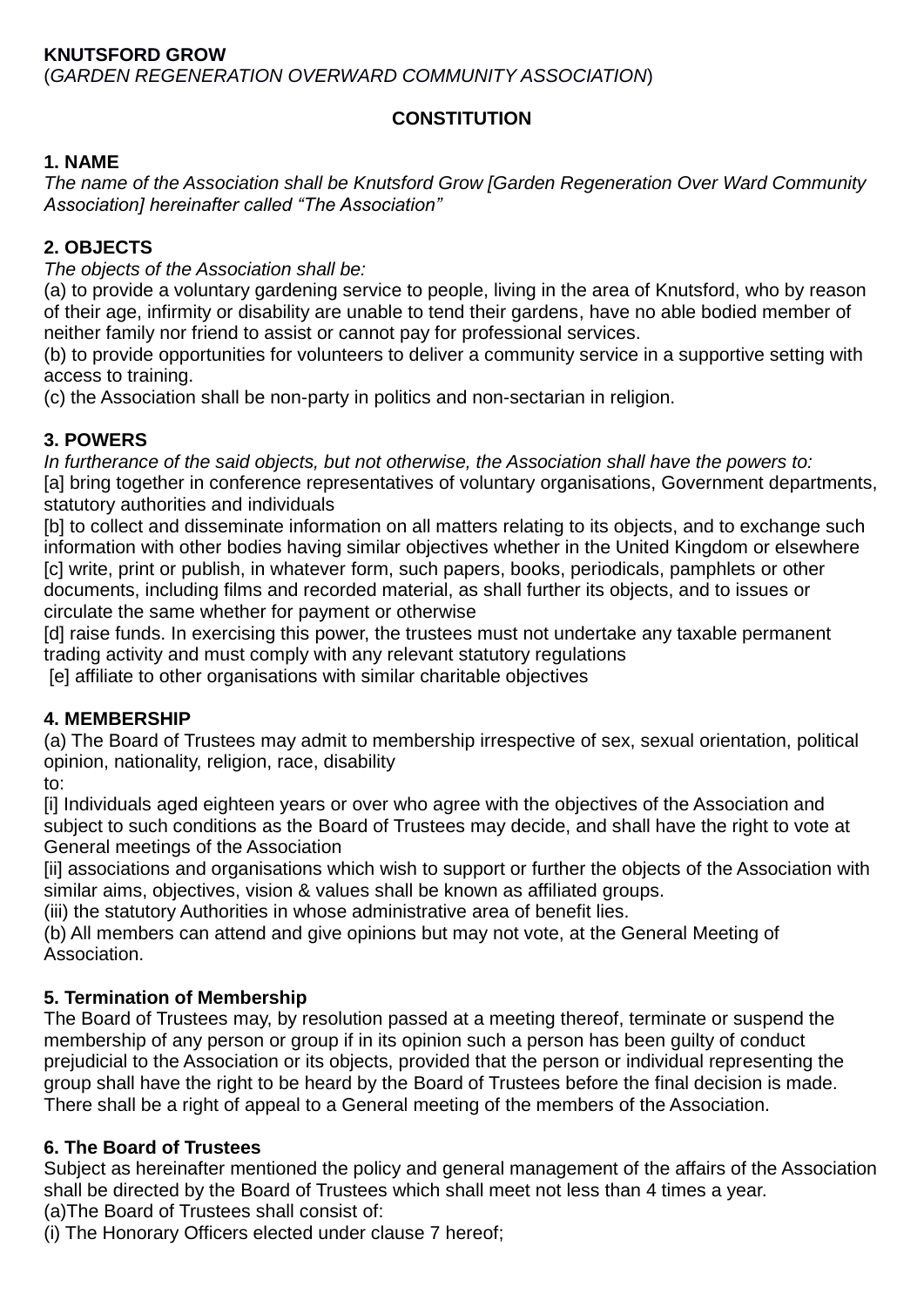**KNUTSFORD GROW**
(*GARDEN REGENERATION OVERWARD COMMUNITY ASSOCIATION*)

**CONSTITUTION**

**1. NAME**
*The name of the Association shall be Knutsford Grow [Garden Regeneration Over Ward Community Association] hereinafter called "The Association"*

**2. OBJECTS**
*The objects of the Association shall be:*
(a) to provide a voluntary gardening service to people, living in the area of Knutsford, who by reason of their age, infirmity or disability are unable to tend their gardens, have no able bodied member of neither family nor friend to assist or cannot pay for professional services.
(b) to provide opportunities for volunteers to deliver a community service in a supportive setting with access to training.
(c) the Association shall be non-party in politics and non-sectarian in religion.

**3. POWERS**
*In furtherance of the said objects, but not otherwise, the Association shall have the powers to:*
[a] bring together in conference representatives of voluntary organisations, Government departments, statutory authorities and individuals
[b] to collect and disseminate information on all matters relating to its objects, and to exchange such information with other bodies having similar objectives whether in the United Kingdom or elsewhere
[c] write, print or publish, in whatever form, such papers, books, periodicals, pamphlets or other documents, including films and recorded material, as shall further its objects, and to issues or circulate the same whether for payment or otherwise
[d] raise funds. In exercising this power, the trustees must not undertake any taxable permanent trading activity and must comply with any relevant statutory regulations
[e] affiliate to other organisations with similar charitable objectives

**4. MEMBERSHIP**
(a) The Board of Trustees may admit to membership irrespective of sex, sexual orientation, political opinion, nationality, religion, race, disability
to:
[i] Individuals aged eighteen years or over who agree with the objectives of the Association and subject to such conditions as the Board of Trustees may decide, and shall have the right to vote at General meetings of the Association
[ii] associations and organisations which wish to support or further the objects of the Association with similar aims, objectives, vision & values shall be known as affiliated groups.
(iii) the statutory Authorities in whose administrative area of benefit lies.
(b) All members can attend and give opinions but may not vote, at the General Meeting of Association.

**5. Termination of Membership**
The Board of Trustees may, by resolution passed at a meeting thereof, terminate or suspend the membership of any person or group if in its opinion such a person has been guilty of conduct prejudicial to the Association or its objects, provided that the person or individual representing the group shall have the right to be heard by the Board of Trustees before the final decision is made. There shall be a right of appeal to a General meeting of the members of the Association.

**6. The Board of Trustees**
Subject as hereinafter mentioned the policy and general management of the affairs of the Association shall be directed by the Board of Trustees which shall meet not less than 4 times a year.
(a)The Board of Trustees shall consist of:
(i) The Honorary Officers elected under clause 7 hereof;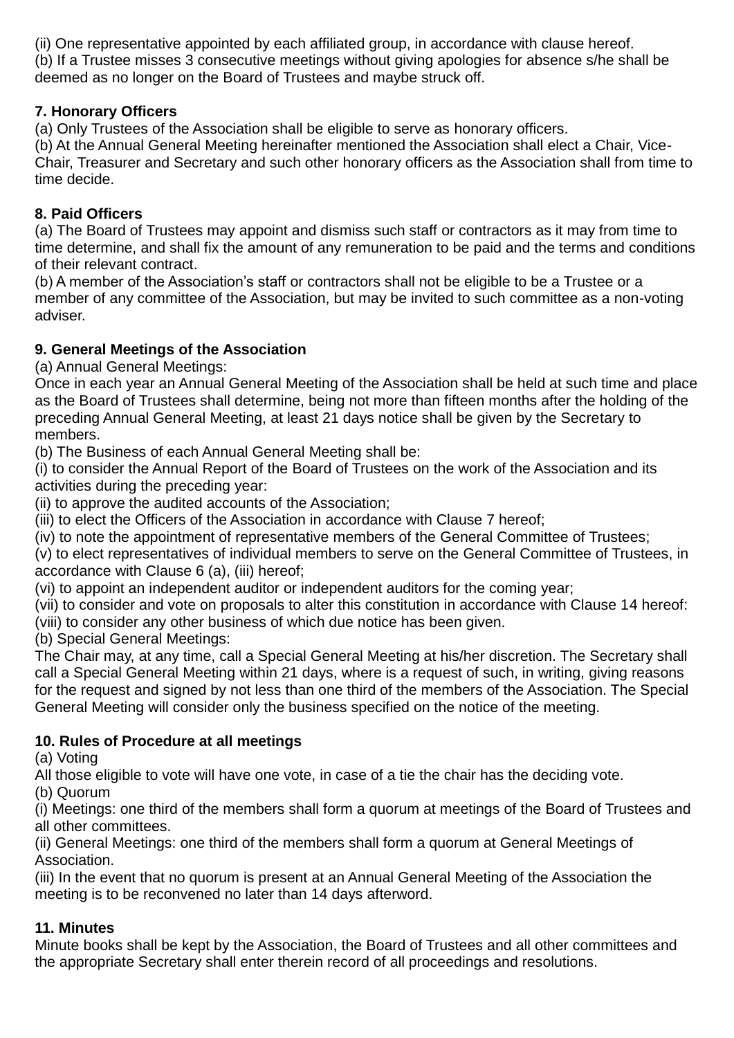(ii) One representative appointed by each affiliated group, in accordance with clause hereof.
(b) If a Trustee misses 3 consecutive meetings without giving apologies for absence s/he shall be deemed as no longer on the Board of Trustees and maybe struck off.

**7. Honorary Officers**
(a) Only Trustees of the Association shall be eligible to serve as honorary officers.
(b) At the Annual General Meeting hereinafter mentioned the Association shall elect a Chair, Vice-Chair, Treasurer and Secretary and such other honorary officers as the Association shall from time to time decide.

**8. Paid Officers**
(a) The Board of Trustees may appoint and dismiss such staff or contractors as it may from time to time determine, and shall fix the amount of any remuneration to be paid and the terms and conditions of their relevant contract.
(b) A member of the Association's staff or contractors shall not be eligible to be a Trustee or a member of any committee of the Association, but may be invited to such committee as a non-voting adviser.

**9. General Meetings of the Association**
(a) Annual General Meetings:
Once in each year an Annual General Meeting of the Association shall be held at such time and place as the Board of Trustees shall determine, being not more than fifteen months after the holding of the preceding Annual General Meeting, at least 21 days notice shall be given by the Secretary to members.
(b) The Business of each Annual General Meeting shall be:
(i) to consider the Annual Report of the Board of Trustees on the work of the Association and its activities during the preceding year:
(ii) to approve the audited accounts of the Association;
(iii) to elect the Officers of the Association in accordance with Clause 7 hereof;
(iv) to note the appointment of representative members of the General Committee of Trustees;
(v) to elect representatives of individual members to serve on the General Committee of Trustees, in accordance with Clause 6 (a), (iii) hereof;
(vi) to appoint an independent auditor or independent auditors for the coming year;
(vii) to consider and vote on proposals to alter this constitution in accordance with Clause 14 hereof:
(viii) to consider any other business of which due notice has been given.
(b) Special General Meetings:
The Chair may, at any time, call a Special General Meeting at his/her discretion. The Secretary shall call a Special General Meeting within 21 days, where is a request of such, in writing, giving reasons for the request and signed by not less than one third of the members of the Association. The Special General Meeting will consider only the business specified on the notice of the meeting.

**10. Rules of Procedure at all meetings**
(a) Voting
All those eligible to vote will have one vote, in case of a tie the chair has the deciding vote.
(b) Quorum
(i) Meetings: one third of the members shall form a quorum at meetings of the Board of Trustees and all other committees.
(ii) General Meetings: one third of the members shall form a quorum at General Meetings of Association.
(iii) In the event that no quorum is present at an Annual General Meeting of the Association the meeting is to be reconvened no later than 14 days afterword.

**11. Minutes**
Minute books shall be kept by the Association, the Board of Trustees and all other committees and the appropriate Secretary shall enter therein record of all proceedings and resolutions.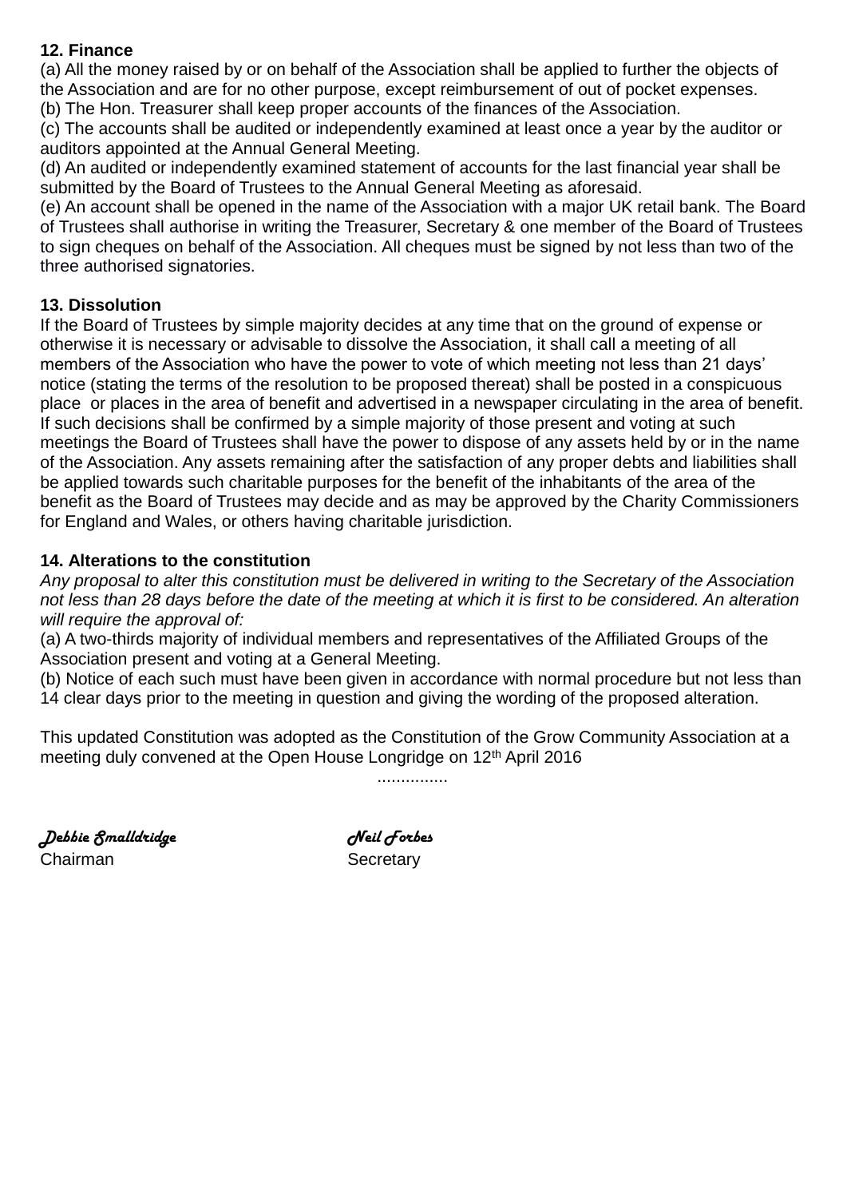**12. Finance**

(a) All the money raised by or on behalf of the Association shall be applied to further the objects of the Association and are for no other purpose, except reimbursement of out of pocket expenses.
(b) The Hon. Treasurer shall keep proper accounts of the finances of the Association.
(c) The accounts shall be audited or independently examined at least once a year by the auditor or auditors appointed at the Annual General Meeting.
(d) An audited or independently examined statement of accounts for the last financial year shall be submitted by the Board of Trustees to the Annual General Meeting as aforesaid.
(e) An account shall be opened in the name of the Association with a major UK retail bank. The Board of Trustees shall authorise in writing the Treasurer, Secretary & one member of the Board of Trustees to sign cheques on behalf of the Association. All cheques must be signed by not less than two of the three authorised signatories.

**13. Dissolution**

If the Board of Trustees by simple majority decides at any time that on the ground of expense or otherwise it is necessary or advisable to dissolve the Association, it shall call a meeting of all members of the Association who have the power to vote of which meeting not less than 21 days' notice (stating the terms of the resolution to be proposed thereat) shall be posted in a conspicuous place or places in the area of benefit and advertised in a newspaper circulating in the area of benefit. If such decisions shall be confirmed by a simple majority of those present and voting at such meetings the Board of Trustees shall have the power to dispose of any assets held by or in the name of the Association. Any assets remaining after the satisfaction of any proper debts and liabilities shall be applied towards such charitable purposes for the benefit of the inhabitants of the area of the benefit as the Board of Trustees may decide and as may be approved by the Charity Commissioners for England and Wales, or others having charitable jurisdiction.

**14. Alterations to the constitution**

*Any proposal to alter this constitution must be delivered in writing to the Secretary of the Association not less than 28 days before the date of the meeting at which it is first to be considered. An alteration will require the approval of:*

(a) A two-thirds majority of individual members and representatives of the Affiliated Groups of the Association present and voting at a General Meeting.
(b) Notice of each such must have been given in accordance with normal procedure but not less than 14 clear days prior to the meeting in question and giving the wording of the proposed alteration.

This updated Constitution was adopted as the Constitution of the Grow Community Association at a meeting duly convened at the Open House Longridge on 12th April 2016

...............

*Debbie Smalldridge*
Chairman

*Neil Forbes*
Secretary